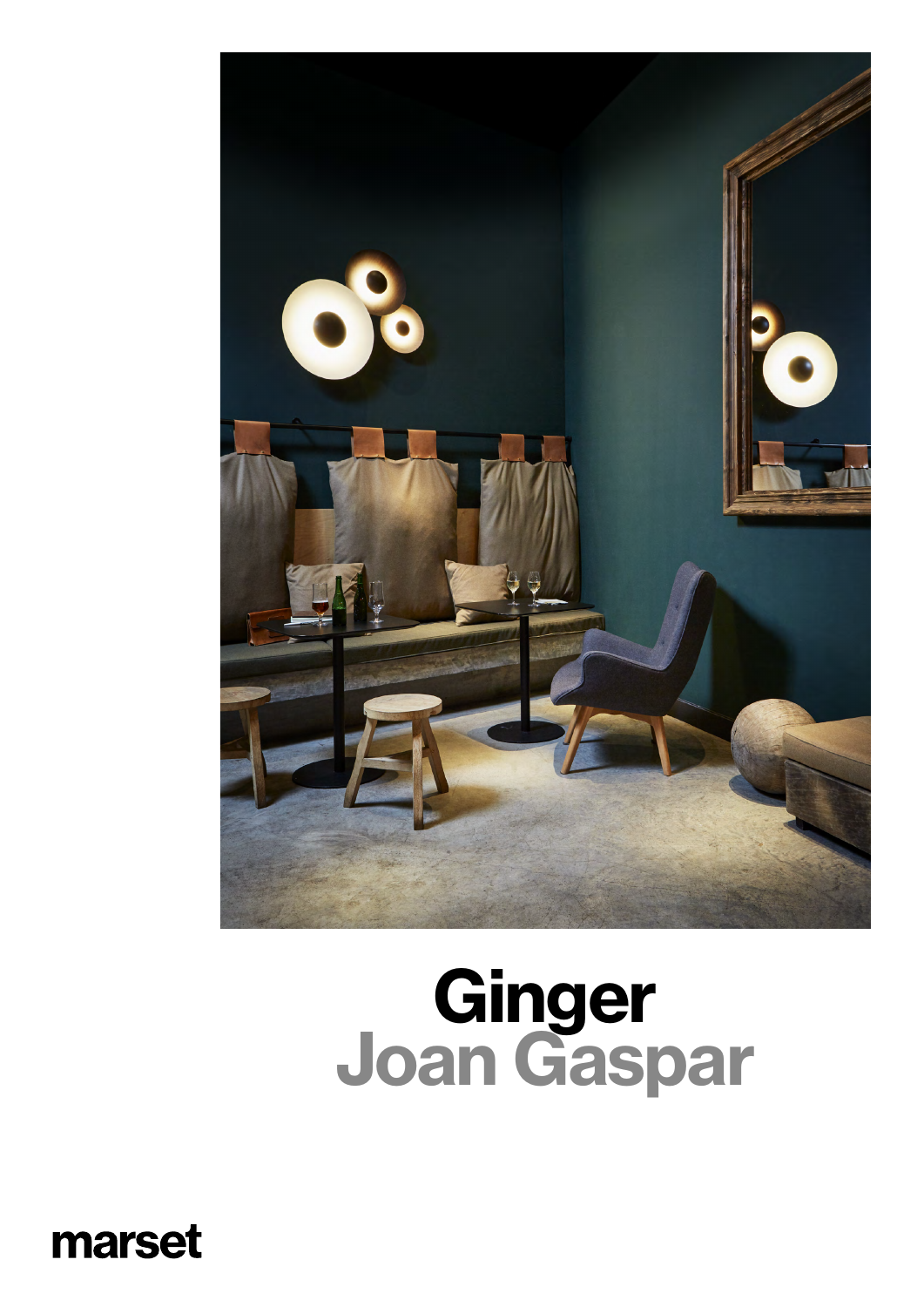# Ginger

## Joan Gaspar

marset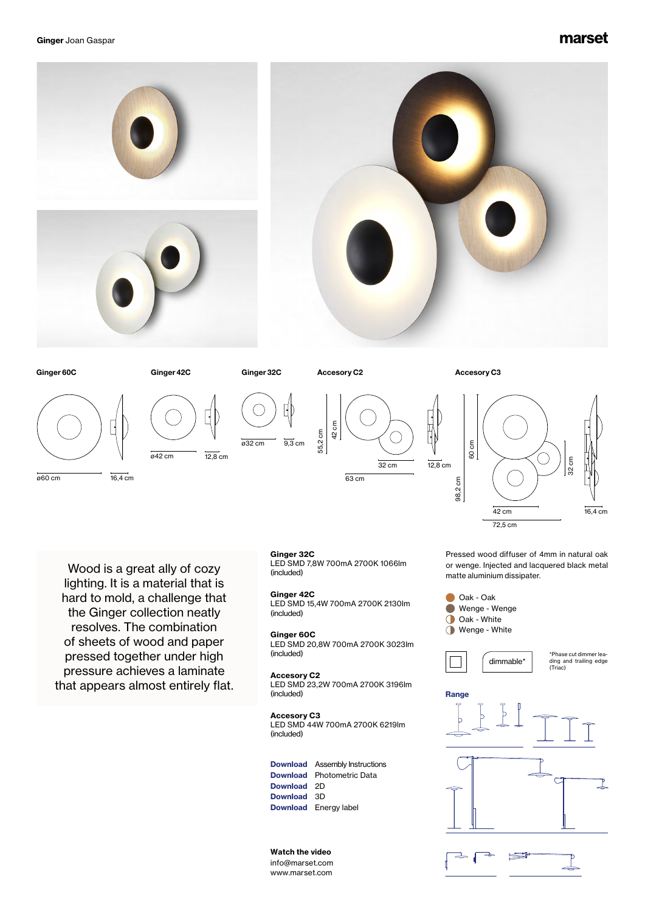**Ginger** Joan Gaspar

marset

**Ginger 60C**

ø60 cm — 16,4 cm

**Ginger 42C**

ø42 cm — 12,8 cm

**Ginger 32C**

ø32 cm — 9,3 cm

**Accesory C2**

55,2 cm — 42 cm — 32 cm — 63 cm — 12,8 cm

**Accesory C3**

98,2 cm — 60 cm — 32 cm — 42 cm — 72,5 cm — 16,4 cm

Wood is a great ally of cozy lighting. It is a material that is hard to mold, a challenge that the Ginger collection neatly resolves. The combination of sheets of wood and paper pressed together under high pressure achieves a laminate that appears almost entirely flat.

**Ginger 32C**
LED SMD 7,8W 700mA 2700K 1066lm
(included)

**Ginger 42C**
LED SMD 15,4W 700mA 2700K 2130lm
(included)

**Ginger 60C**
LED SMD 20,8W 700mA 2700K 3023lm
(included)

**Accesory C2**
LED SMD 23,2W 700mA 2700K 3196lm
(included)

**Accesory C3**
LED SMD 44W 700mA 2700K 6219lm
(included)

**Download** Assembly Instructions
**Download** Photometric Data
**Download** 2D
**Download** 3D
**Download** Energy label

**Watch the video**
info@marset.com
www.marset.com

Pressed wood diffuser of 4mm in natural oak or wenge. Injected and lacquered black metal matte aluminium dissipater.

- Oak - Oak
- Wenge - Wenge
- Oak - White
- Wenge - White

dimmable*

*Phase cut dimmer leading and trailing edge (Triac)

**Range**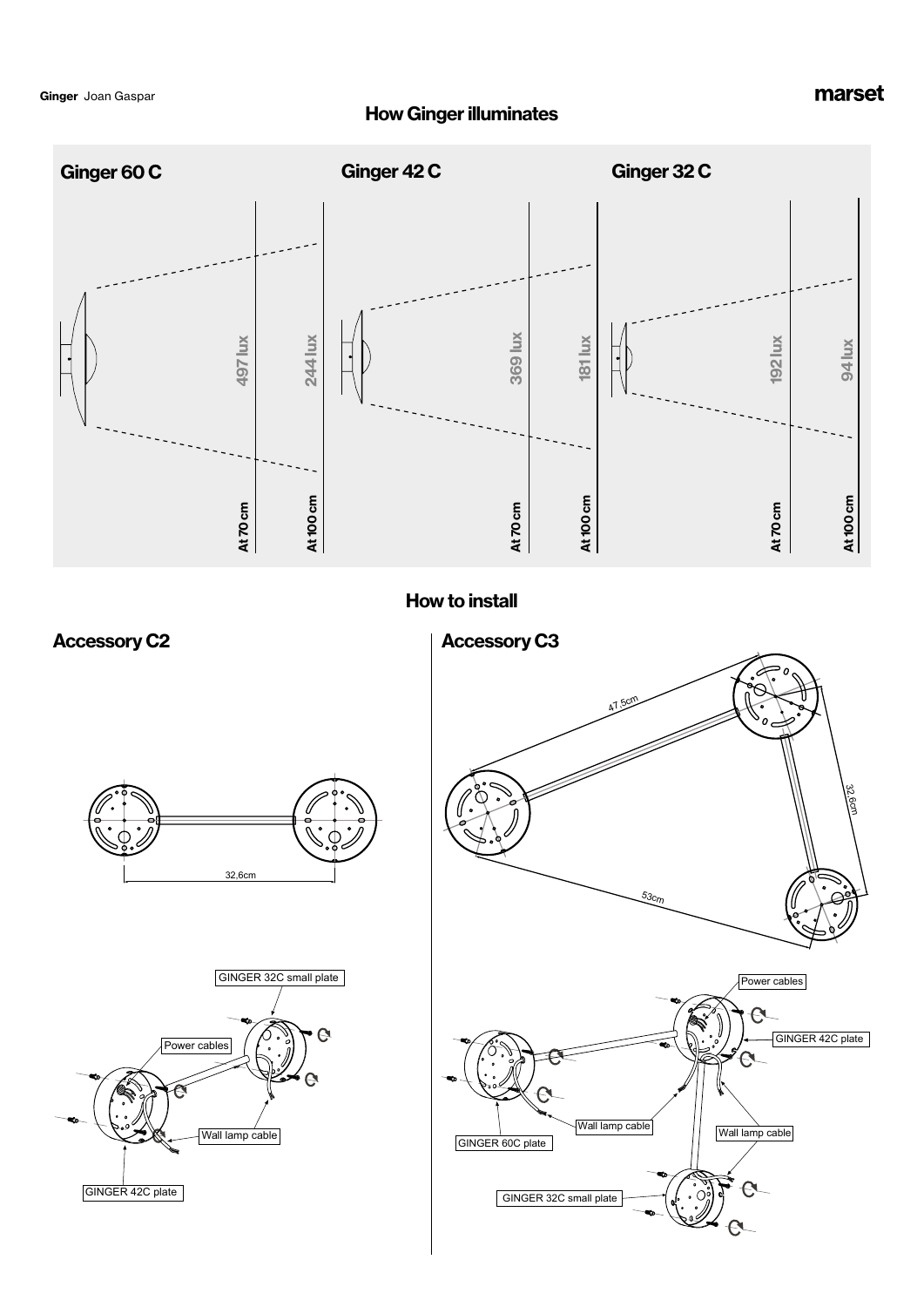# How Ginger illuminates

## Ginger 60 C

497 lux
244 lux
At 70 cm
At 100 cm

## Ginger 42 C

369 lux
181 lux
At 70 cm
At 100 cm

## Ginger 32 C

192 lux
94 lux
At 70 cm
At 100 cm

# How to install

## Accessory C2

32,6cm

GINGER 32C small plate
Power cables
Wall lamp cable
GINGER 42C plate

## Accessory C3

47,5cm
32,6cm
53cm

Power cables
GINGER 42C plate
Wall lamp cable
Wall lamp cable
GINGER 60C plate
GINGER 32C small plate